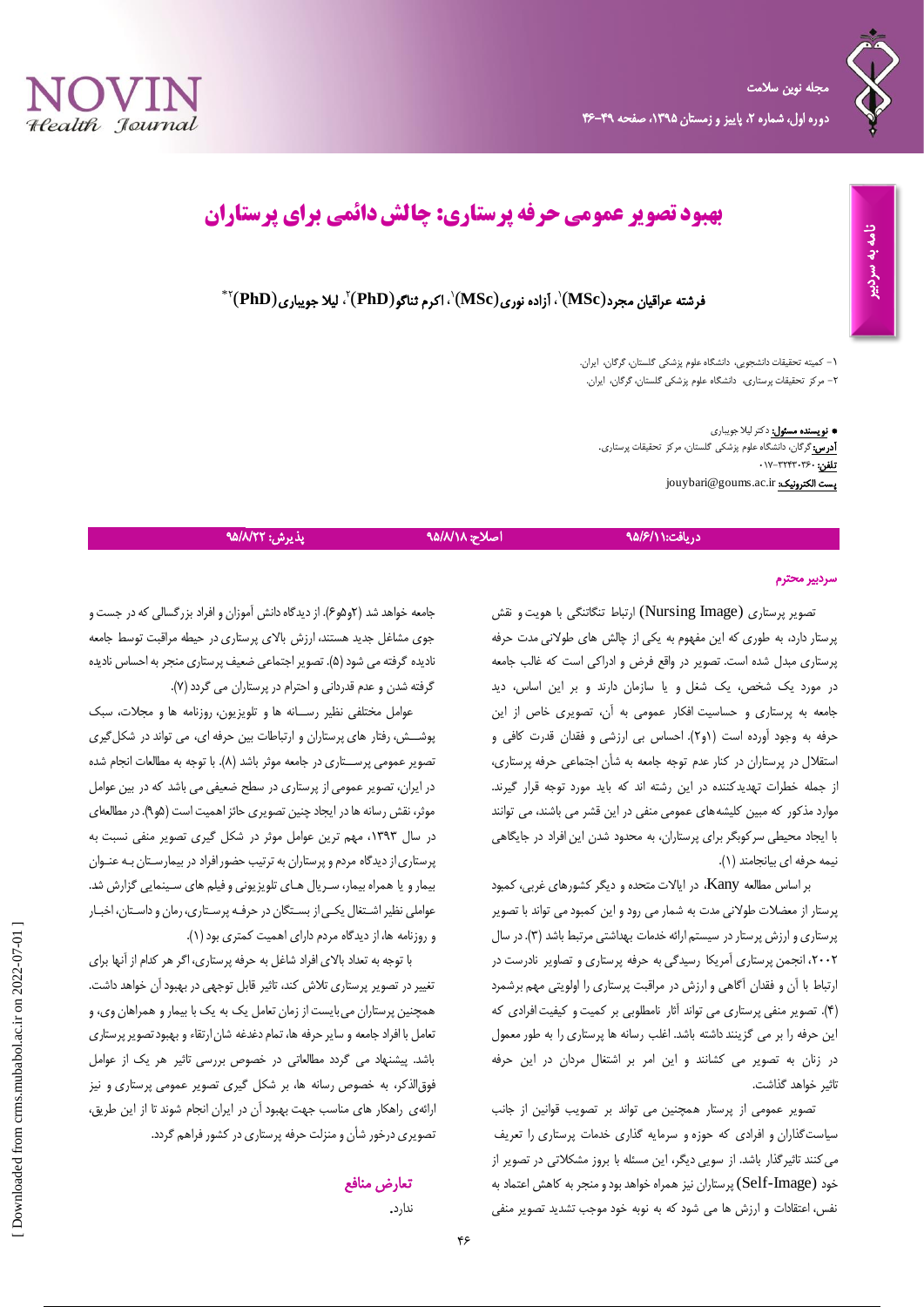# بهبود تصویر عمومی حرفه پرستاری: چالش دائمی برای پرستاران

**فرشته عراقیان مجرد(MSc)[1]، آزاده نوری(MSc)[1]، اکرم ثناگو(PhD)[2]، لیلا جویباری(PhD)[2*]**

۱- کمیته تحقیقات دانشجویی، دانشگاه علوم پزشکی گلستان، گرگان، ایران.
۲- مرکز تحقیقات پرستاری، دانشگاه علوم پزشکی گلستان، گرگان، ایران.

* **نویسنده مسئول:** دکتر لیلا جویباری
**آدرس:** گرگان، دانشگاه علوم پزشکی گلستان، مرکز تحقیقات پرستاری.
**تلفن:** ۰۱۷-۳۲۴۳۰۳۶۰
**پست الکترونیک:** joubari@goums.ac.ir

دریافت: ۹۵/۶/۱۱ | اصلاح: ۹۵/۸/۱۸ | پذیرش: ۹۵/۸/۲۲

نامه به سردبیر

**سردبیر محترم**

تصویر پرستاری (Nursing Image) ارتباط تنگاتنگی با هویت و نقش پرستار دارد، به طوری که این مفهوم به یکی از چالش های طولانی مدت حرفه پرستاری مبدل شده است. تصویر در واقع فرض و ادراکی است که غالب جامعه در مورد یک شخص، یک شغل و یا سازمان دارند و بر این اساس، دید جامعه به پرستاری و حساسیت افکار عمومی به آن، تصویری خاص از این حرفه به وجود آورده است (۱و۲). احساس بی ارزشی و فقدان قدرت کافی و استقلال در پرستاران در کنار عدم توجه جامعه به شأن اجتماعی حرفه پرستاری، از جمله خطرات تهدیدکننده در این رشته اند که باید مورد توجه قرار گیرند. موارد مذکور که مبین کلیشه‌های عمومی منفی در این قشر می باشند، می توانند با ایجاد محیطی سرکوبگر برای پرستاران، به محدود شدن این افراد در جایگاهی نیمه حرفه ای بیانجامند (۱).

بر اساس مطالعه Kany، در ایالات متحده و دیگر کشورهای غربی، کمبود پرستار از معضلات طولانی مدت به شمار می رود و این کمبود می تواند با تصویر پرستاری و ارزش پرستار در سیستم ارائه خدمات بهداشتی مرتبط باشد (۳). در سال ۲۰۰۲، انجمن پرستاری آمریکا رسیدگی به حرفه پرستاری و تصاویر نادرست در ارتباط با آن و فقدان آگاهی و ارزش در مراقبت پرستاری را اولویتی مهم برشمرد (۴). تصویر منفی پرستاری می تواند آثار نامطلوبی بر کمیت و کیفیت افرادی که این حرفه را بر می گزینند داشته باشد. اغلب رسانه ها پرستاری را به طور معمول در زنان به تصویر می کشانند و این امر بر اشتغال مردان در این حرفه تاثیر خواهد گذاشت.

تصویر عمومی از پرستار همچنین می تواند بر تصویب قوانین از جانب سیاست‌گذاران و افرادی که حوزه و سرمایه گذاری خدمات پرستاری را تعریف می کنند تاثیرگذار باشد. از سویی دیگر، این مسئله با بروز مشکلاتی در تصویر از خود (Self-Image) پرستاران نیز همراه خواهد بود و منجر به کاهش اعتماد به نفس، اعتقادات و ارزش ها می شود که به نوبه خود موجب تشدید تصویر منفی جامعه خواهد شد (۲و۶). از دیدگاه دانش آموزان و افراد بزرگسالی که در جست و جوی مشاغل جدید هستند، ارزش بالای پرستاری در حیطه مراقبت توسط جامعه نادیده گرفته می شود (۵). تصویر اجتماعی ضعیف پرستاری منجر به احساس نادیده گرفته شدن و عدم قدردانی و احترام در پرستاران می گردد (۷).

عوامل مختلفی نظیر رسانه ها و تلویزیون، روزنامه ها و مجلات، سبک پوشش، رفتار های پرستاران و ارتباطات بین حرفه ای، می تواند در شکل‌گیری تصویر عمومی پرستاری در جامعه موثر باشد (۸). با توجه به مطالعات انجام شده در ایران، تصویر عمومی از پرستاری در سطح ضعیفی می باشد که در بین عوامل موثر، نقش رسانه ها در ایجاد چنین تصویری حائز اهمیت است (۵و۹). در مطالعه‌ای در سال ۱۳۹۳، مهم ترین عوامل موثر در شکل گیری تصویر منفی نسبت به پرستاری از دیدگاه مردم و پرستاران به ترتیب حضور افراد در بیمارستان به عنوان بیمار و یا همراه بیمار، سریال های تلویزیونی و فیلم های سینمایی گزارش شد. عواملی نظیر اشتغال یکی از بستگان در حرفه پرستاری، رمان و داستان، اخبار و روزنامه ها، از دیدگاه مردم دارای اهمیت کمتری بود (۱).

با توجه به تعداد بالای افراد شاغل به حرفه پرستاری، اگر هر کدام از آنها برای تغییر در تصویر پرستاری تلاش کنند، تاثیر قابل توجهی در بهبود آن خواهد داشت. همچنین پرستاران می‌بایست از زمان تعامل یک به یک با بیمار و همراهان وی، و تعامل با افراد جامعه و سایر حرفه ها، تمام دغدغه شان ارتقاء و بهبود تصویر پرستاری باشد. پیشنهاد می گردد مطالعاتی در خصوص بررسی تاثیر هر یک از عوامل فوق‌الذکر، به خصوص رسانه ها، بر شکل گیری تصویر عمومی پرستاری و نیز ارائه‌ی راهکار های مناسب جهت بهبود آن در ایران انجام شوند تا از این طریق، تصویری درخور شأن و منزلت حرفه پرستاری در کشور فراهم گردد.

## تعارض منافع

ندارد.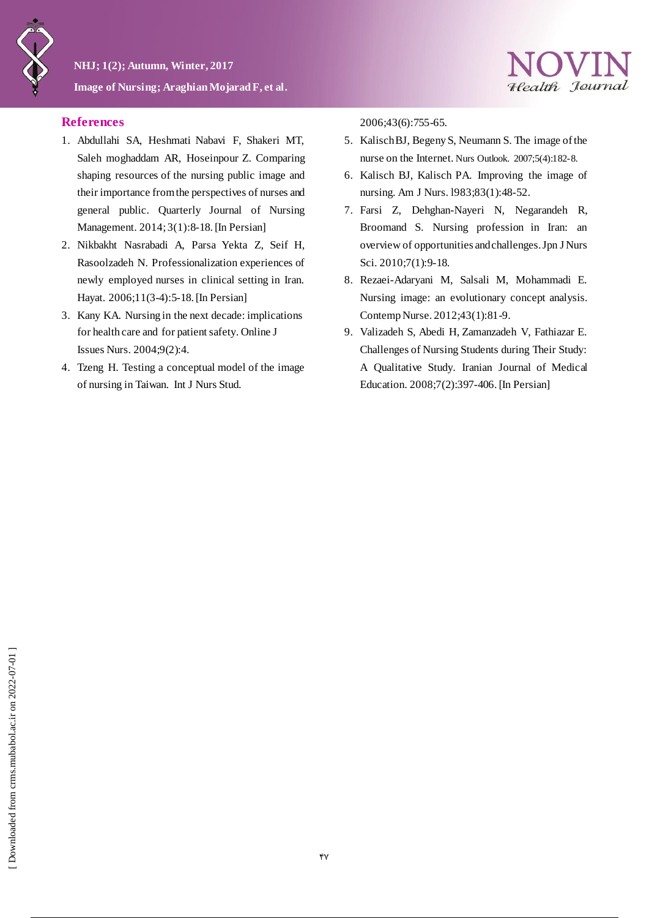## References

1. Abdullahi SA, Heshmati Nabavi F, Shakeri MT, Saleh moghaddam AR, Hoseinpour Z. Comparing shaping resources of the nursing public image and their importance from the perspectives of nurses and general public. Quarterly Journal of Nursing Management. 2014; 3(1):8-18. [In Persian]
2. Nikbakht Nasrabadi A, Parsa Yekta Z, Seif H, Rasoolzadeh N. Professionalization experiences of newly employed nurses in clinical setting in Iran. Hayat. 2006;11(3-4):5-18. [In Persian]
3. Kany KA. Nursing in the next decade: implications for health care and for patient safety. Online J Issues Nurs. 2004;9(2):4.
4. Tzeng H. Testing a conceptual model of the image of nursing in Taiwan. Int J Nurs Stud. 2006;43(6):755-65.
5. Kalisch BJ, Begeny S, Neumann S. The image of the nurse on the Internet. Nurs Outlook. 2007;5(4):182-8.
6. Kalisch BJ, Kalisch PA. Improving the image of nursing. Am J Nurs. 1983;83(1):48-52.
7. Farsi Z, Dehghan-Nayeri N, Negarandeh R, Broomand S. Nursing profession in Iran: an overview of opportunities and challenges. Jpn J Nurs Sci. 2010;7(1):9-18.
8. Rezaei-Adaryani M, Salsali M, Mohammadi E. Nursing image: an evolutionary concept analysis. Contemp Nurse. 2012;43(1):81-9.
9. Valizadeh S, Abedi H, Zamanzadeh V, Fathiazar E. Challenges of Nursing Students during Their Study: A Qualitative Study. Iranian Journal of Medical Education. 2008;7(2):397-406. [In Persian]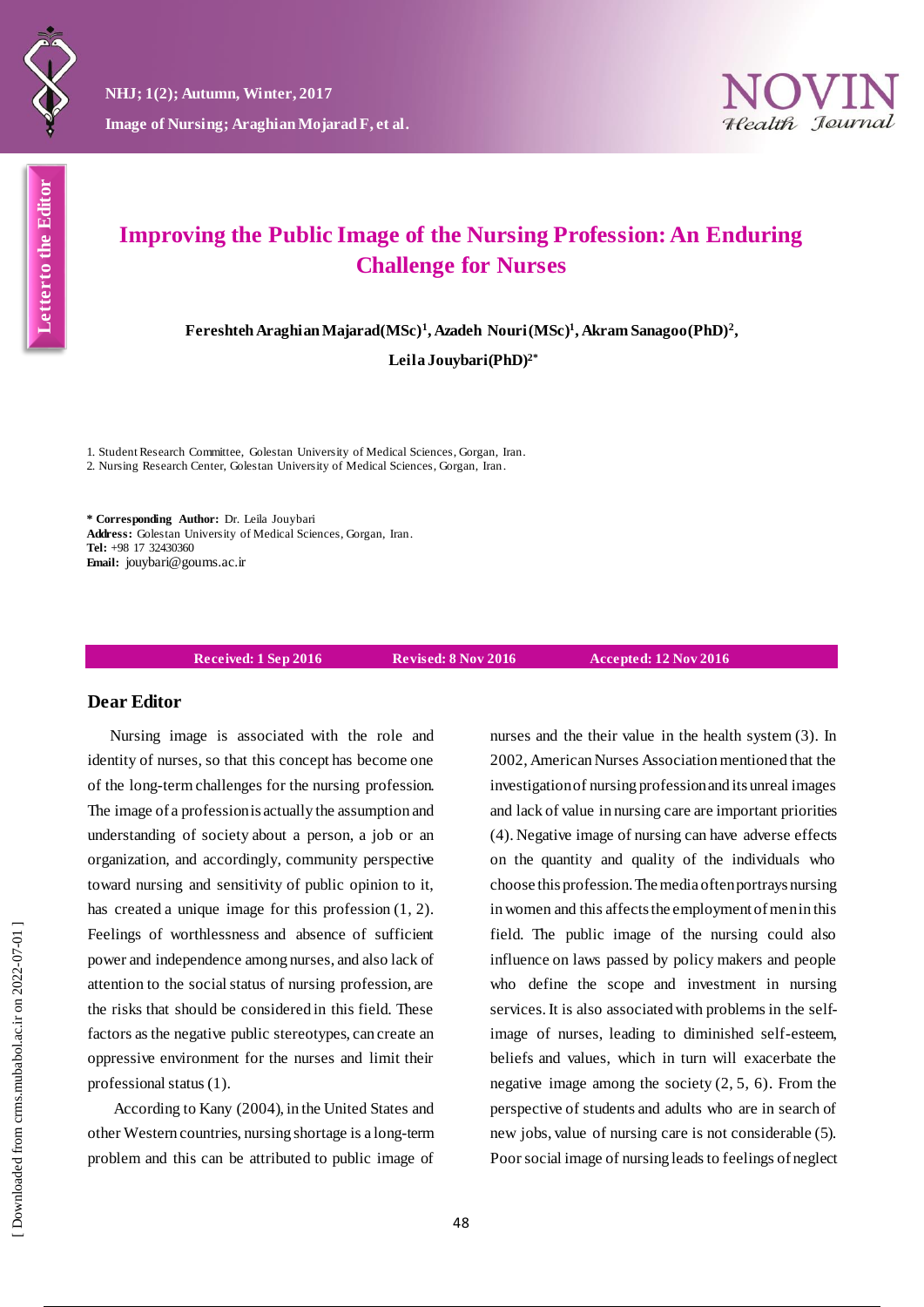Letter to the Editor

# Improving the Public Image of the Nursing Profession: An Enduring Challenge for Nurses

**Fereshteh Araghian Majarad(MSc)[1], Azadeh Nouri(MSc)[1], Akram Sanagoo(PhD)[2], Leila Jouybari(PhD)[2*]**

1. Student Research Committee, Golestan University of Medical Sciences, Gorgan, Iran.
2. Nursing Research Center, Golestan University of Medical Sciences, Gorgan, Iran.

**\* Corresponding Author:** Dr. Leila Jouybari
**Address:** Golestan University of Medical Sciences, Gorgan, Iran.
**Tel:** +98 17 32430360
**Email:** jouybari@goums.ac.ir

**Received: 1 Sep 2016** **Revised: 8 Nov 2016** **Accepted: 12 Nov 2016**

## Dear Editor

Nursing image is associated with the role and identity of nurses, so that this concept has become one of the long-term challenges for the nursing profession. The image of a profession is actually the assumption and understanding of society about a person, a job or an organization, and accordingly, community perspective toward nursing and sensitivity of public opinion to it, has created a unique image for this profession (1, 2). Feelings of worthlessness and absence of sufficient power and independence among nurses, and also lack of attention to the social status of nursing profession, are the risks that should be considered in this field. These factors as the negative public stereotypes, can create an oppressive environment for the nurses and limit their professional status (1).

According to Kany (2004), in the United States and other Western countries, nursing shortage is a long-term problem and this can be attributed to public image of nurses and the their value in the health system (3). In 2002, American Nurses Association mentioned that the investigation of nursing profession and its unreal images and lack of value in nursing care are important priorities (4). Negative image of nursing can have adverse effects on the quantity and quality of the individuals who choose this profession. The media often portrays nursing in women and this affects the employment of men in this field. The public image of the nursing could also influence on laws passed by policy makers and people who define the scope and investment in nursing services. It is also associated with problems in the self-image of nurses, leading to diminished self-esteem, beliefs and values, which in turn will exacerbate the negative image among the society (2, 5, 6). From the perspective of students and adults who are in search of new jobs, value of nursing care is not considerable (5). Poor social image of nursing leads to feelings of neglect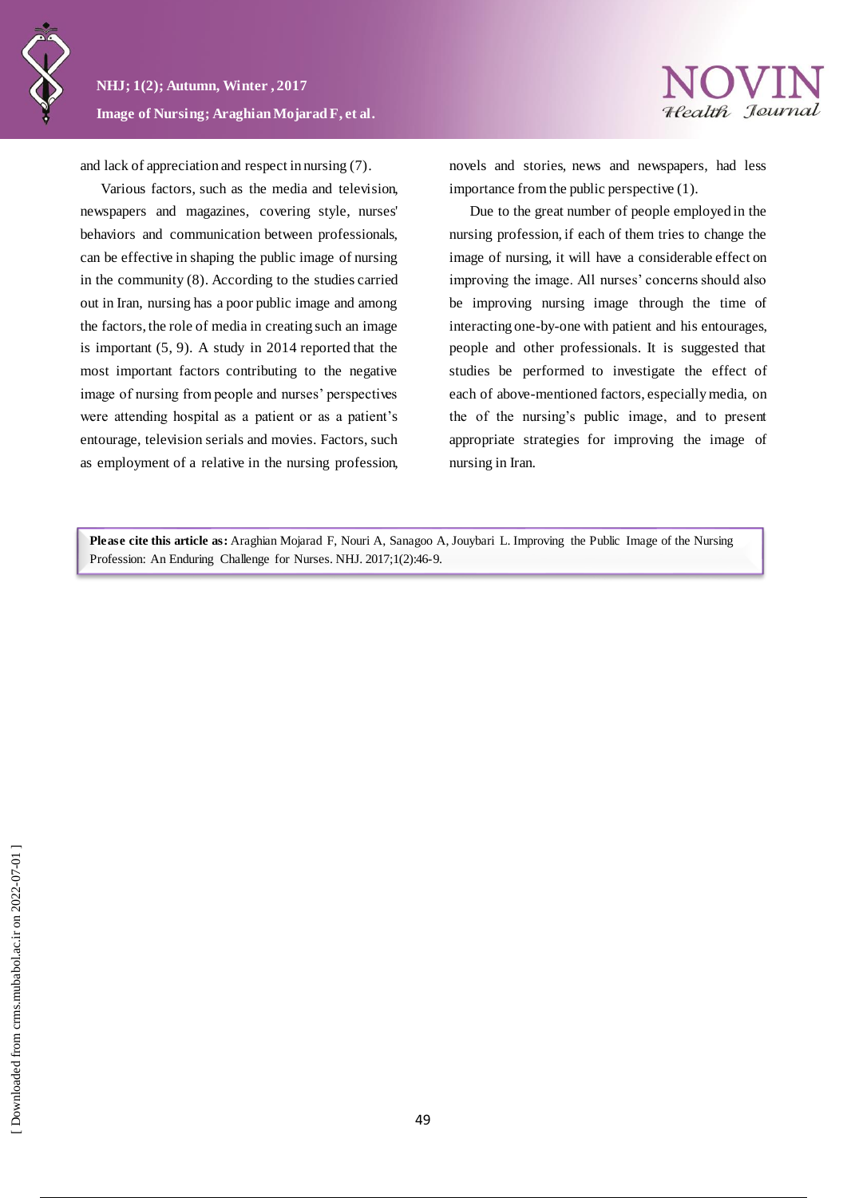and lack of appreciation and respect in nursing (7).

Various factors, such as the media and television, newspapers and magazines, covering style, nurses' behaviors and communication between professionals, can be effective in shaping the public image of nursing in the community (8). According to the studies carried out in Iran, nursing has a poor public image and among the factors, the role of media in creating such an image is important (5, 9). A study in 2014 reported that the most important factors contributing to the negative image of nursing from people and nurses' perspectives were attending hospital as a patient or as a patient's entourage, television serials and movies. Factors, such as employment of a relative in the nursing profession, novels and stories, news and newspapers, had less importance from the public perspective (1).

Due to the great number of people employed in the nursing profession, if each of them tries to change the image of nursing, it will have a considerable effect on improving the image. All nurses' concerns should also be improving nursing image through the time of interacting one-by-one with patient and his entourages, people and other professionals. It is suggested that studies be performed to investigate the effect of each of above-mentioned factors, especially media, on the of the nursing's public image, and to present appropriate strategies for improving the image of nursing in Iran.

**Please cite this article as:** Araghian Mojarad F, Nouri A, Sanagoo A, Jouybari L. Improving the Public Image of the Nursing Profession: An Enduring Challenge for Nurses. NHJ. 2017;1(2):46-9.